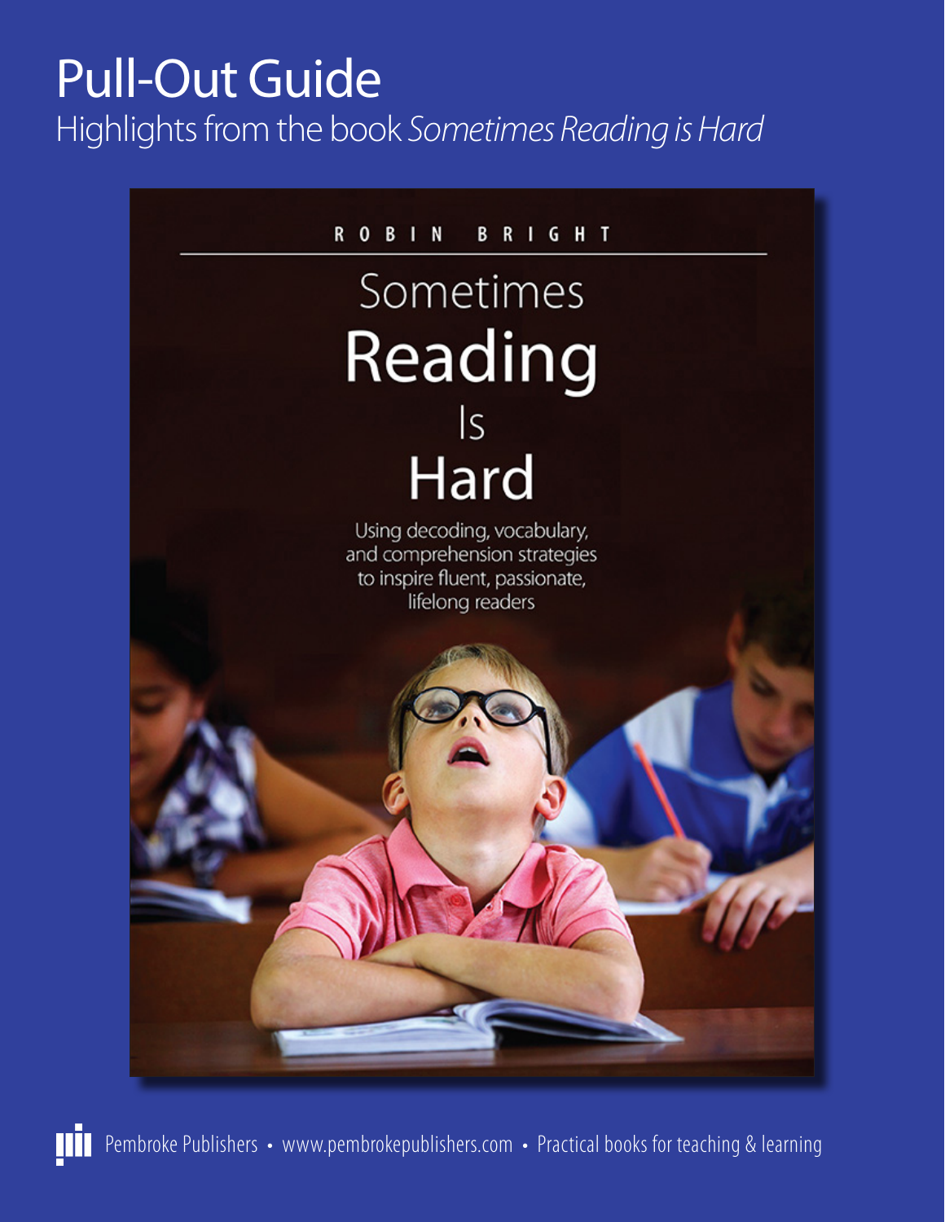# Pull-Out Guide

Highlights from the book *Sometimes Reading is Hard*

ROBIN BRIGHT

## Sometimes Reading Is Hard

Using decoding, vocabulary, and comprehension strategies to inspire fluent, passionate, lifelong readers

Pembroke Publishers • www.pembrokepublishers.com • Practical books for teaching & learning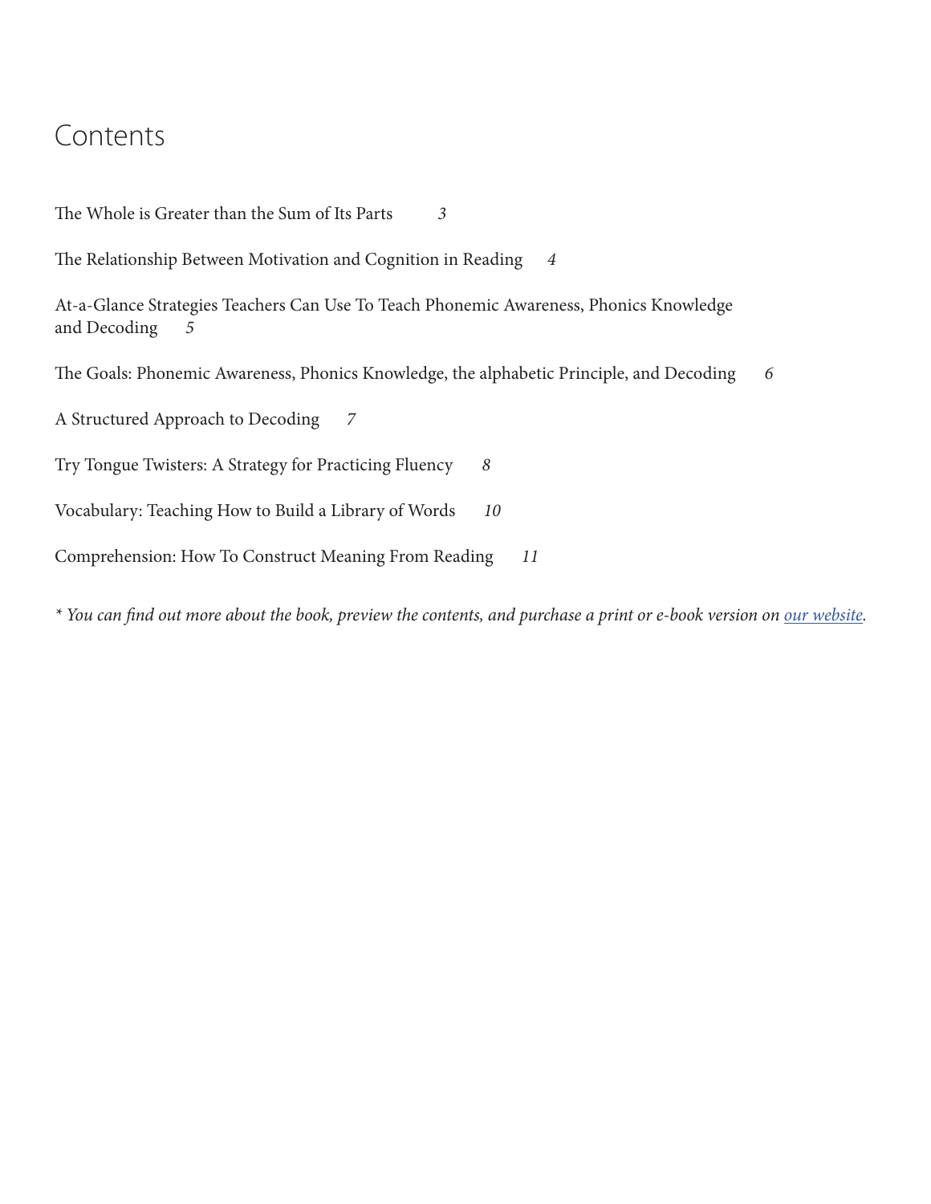# Contents

The Whole is Greater than the Sum of Its Parts *3*

The Relationship Between Motivation and Cognition in Reading *4*

At-a-Glance Strategies Teachers Can Use To Teach Phonemic Awareness, Phonics Knowledge and Decoding *5*

The Goals: Phonemic Awareness, Phonics Knowledge, the alphabetic Principle, and Decoding *6*

A Structured Approach to Decoding *7*

Try Tongue Twisters: A Strategy for Practicing Fluency *8*

Vocabulary: Teaching How to Build a Library of Words *10*

Comprehension: How To Construct Meaning From Reading *11*

*\* You can find out more about the book, preview the contents, and purchase a print or e-book version on our website.*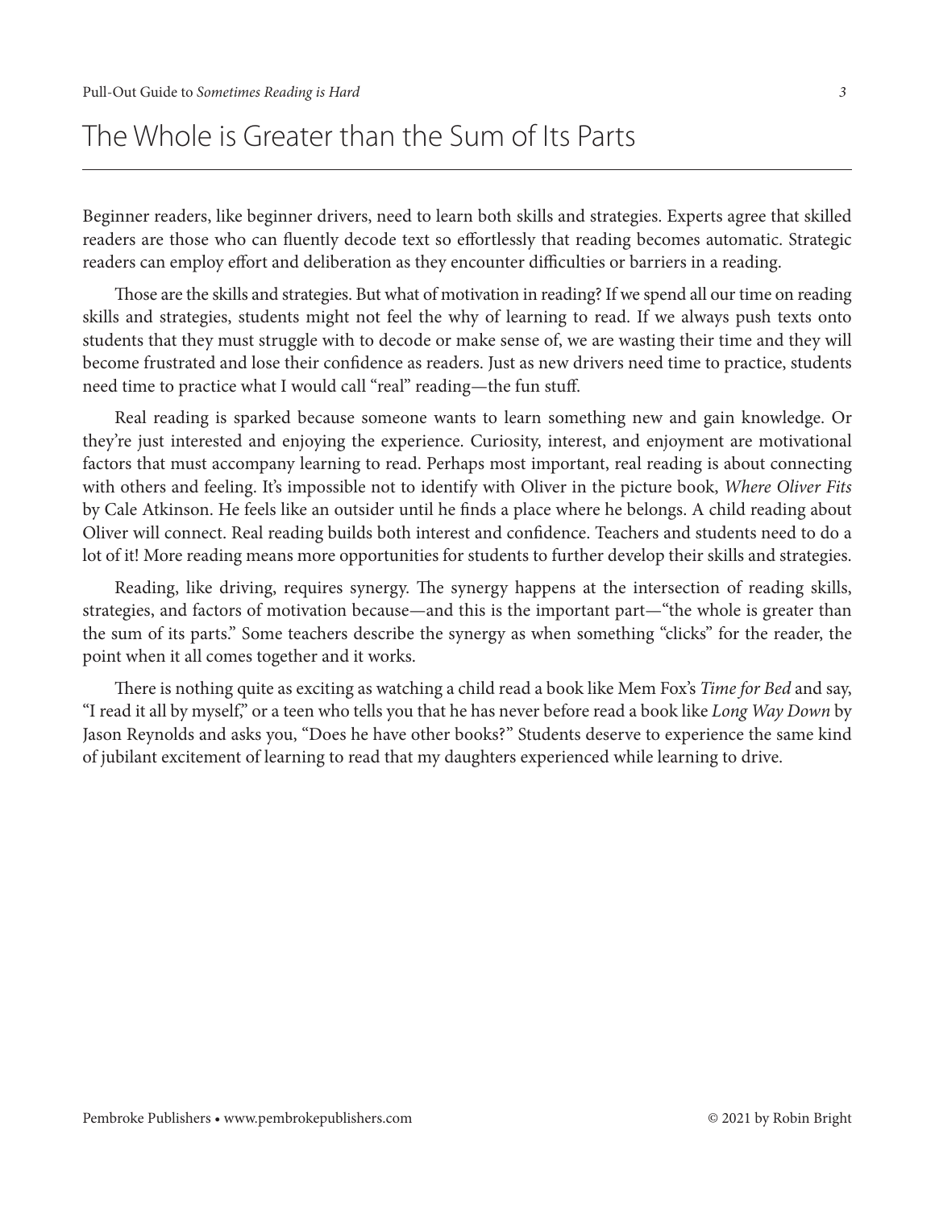# The Whole is Greater than the Sum of Its Parts

Beginner readers, like beginner drivers, need to learn both skills and strategies. Experts agree that skilled readers are those who can fluently decode text so effortlessly that reading becomes automatic. Strategic readers can employ effort and deliberation as they encounter difficulties or barriers in a reading.

Those are the skills and strategies. But what of motivation in reading? If we spend all our time on reading skills and strategies, students might not feel the why of learning to read. If we always push texts onto students that they must struggle with to decode or make sense of, we are wasting their time and they will become frustrated and lose their confidence as readers. Just as new drivers need time to practice, students need time to practice what I would call "real" reading—the fun stuff.

Real reading is sparked because someone wants to learn something new and gain knowledge. Or they're just interested and enjoying the experience. Curiosity, interest, and enjoyment are motivational factors that must accompany learning to read. Perhaps most important, real reading is about connecting with others and feeling. It's impossible not to identify with Oliver in the picture book, *Where Oliver Fits* by Cale Atkinson. He feels like an outsider until he finds a place where he belongs. A child reading about Oliver will connect. Real reading builds both interest and confidence. Teachers and students need to do a lot of it! More reading means more opportunities for students to further develop their skills and strategies.

Reading, like driving, requires synergy. The synergy happens at the intersection of reading skills, strategies, and factors of motivation because—and this is the important part—"the whole is greater than the sum of its parts." Some teachers describe the synergy as when something "clicks" for the reader, the point when it all comes together and it works.

There is nothing quite as exciting as watching a child read a book like Mem Fox's *Time for Bed* and say, "I read it all by myself," or a teen who tells you that he has never before read a book like *Long Way Down* by Jason Reynolds and asks you, "Does he have other books?" Students deserve to experience the same kind of jubilant excitement of learning to read that my daughters experienced while learning to drive.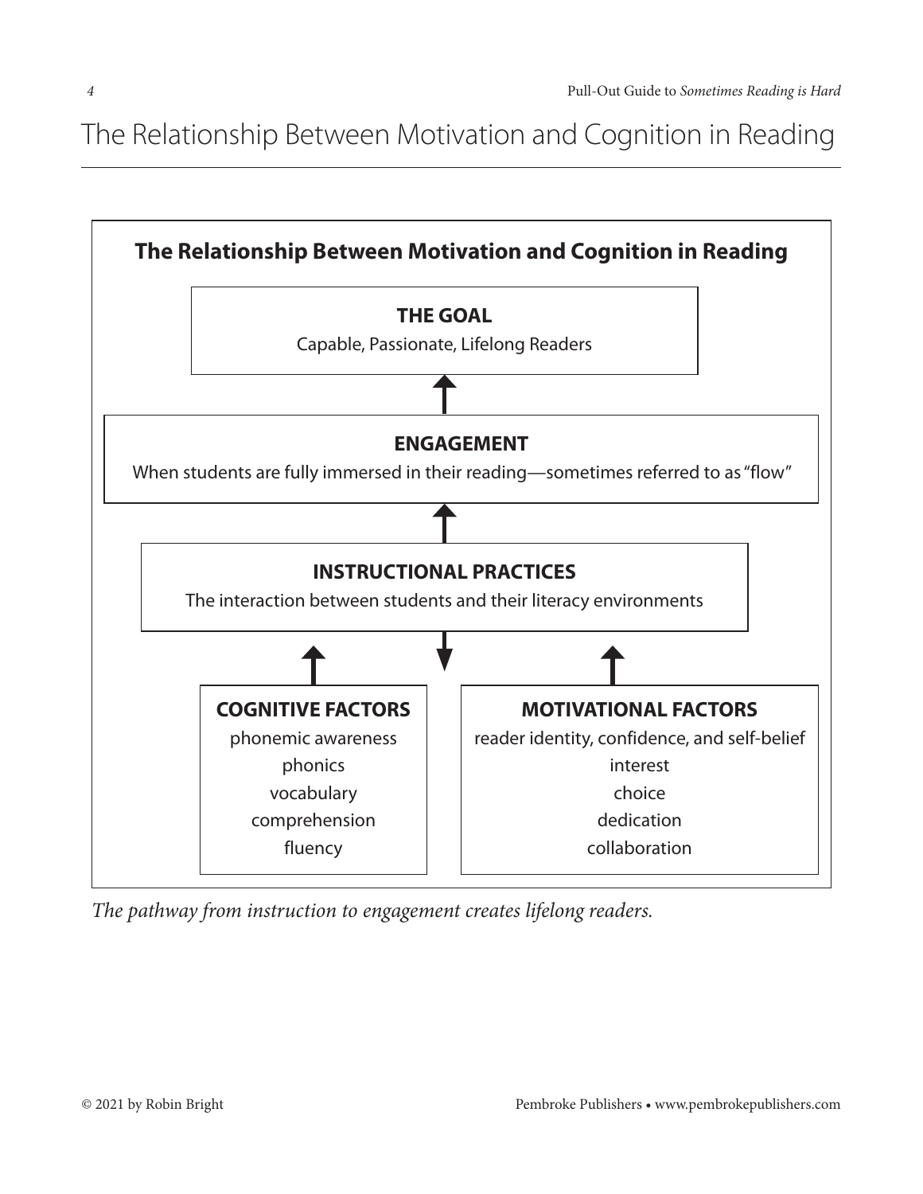# The Relationship Between Motivation and Cognition in Reading

**The Relationship Between Motivation and Cognition in Reading**

**THE GOAL**

Capable, Passionate, Lifelong Readers

↑

**ENGAGEMENT**

When students are fully immersed in their reading—sometimes referred to as "flow"

↑

**INSTRUCTIONAL PRACTICES**

The interaction between students and their literacy environments

↑ ↓ ↑

**COGNITIVE FACTORS**

phonemic awareness
phonics
vocabulary
comprehension
fluency

**MOTIVATIONAL FACTORS**

reader identity, confidence, and self-belief
interest
choice
dedication
collaboration

*The pathway from instruction to engagement creates lifelong readers.*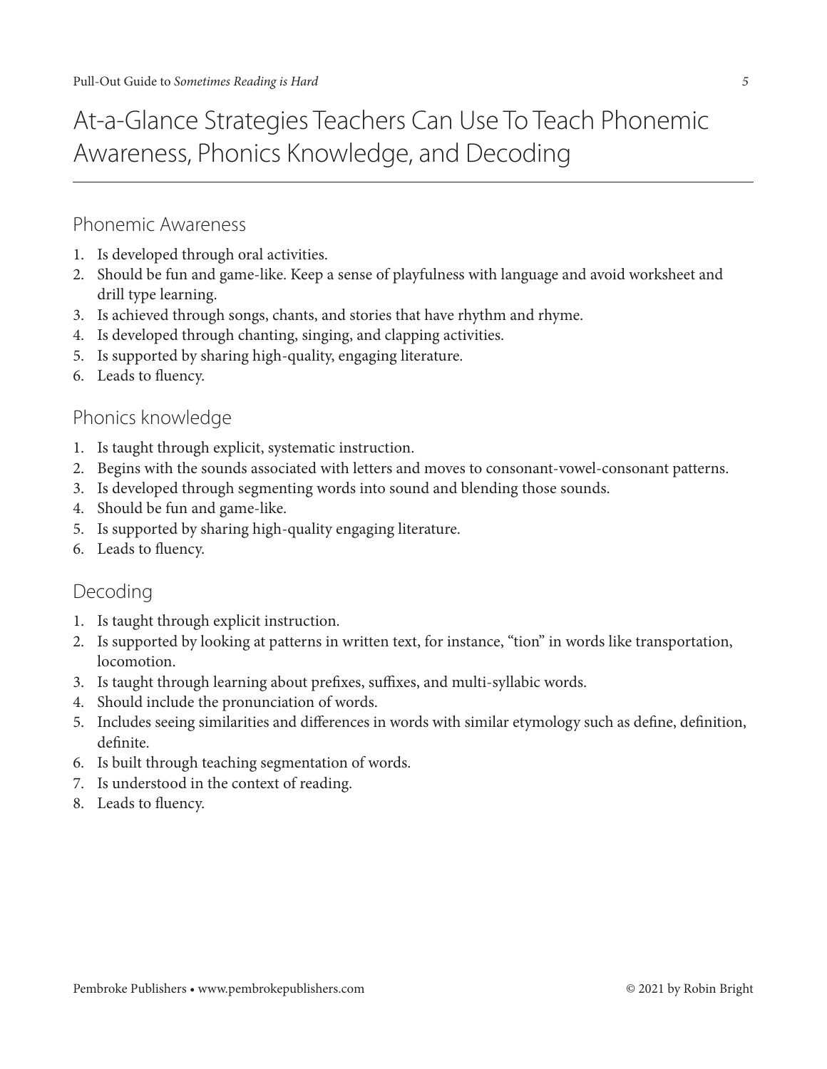# At-a-Glance Strategies Teachers Can Use To Teach Phonemic Awareness, Phonics Knowledge, and Decoding

## Phonemic Awareness

1. Is developed through oral activities.
2. Should be fun and game-like. Keep a sense of playfulness with language and avoid worksheet and drill type learning.
3. Is achieved through songs, chants, and stories that have rhythm and rhyme.
4. Is developed through chanting, singing, and clapping activities.
5. Is supported by sharing high-quality, engaging literature.
6. Leads to fluency.

## Phonics knowledge

1. Is taught through explicit, systematic instruction.
2. Begins with the sounds associated with letters and moves to consonant-vowel-consonant patterns.
3. Is developed through segmenting words into sound and blending those sounds.
4. Should be fun and game-like.
5. Is supported by sharing high-quality engaging literature.
6. Leads to fluency.

## Decoding

1. Is taught through explicit instruction.
2. Is supported by looking at patterns in written text, for instance, "tion" in words like transportation, locomotion.
3. Is taught through learning about prefixes, suffixes, and multi-syllabic words.
4. Should include the pronunciation of words.
5. Includes seeing similarities and differences in words with similar etymology such as define, definition, definite.
6. Is built through teaching segmentation of words.
7. Is understood in the context of reading.
8. Leads to fluency.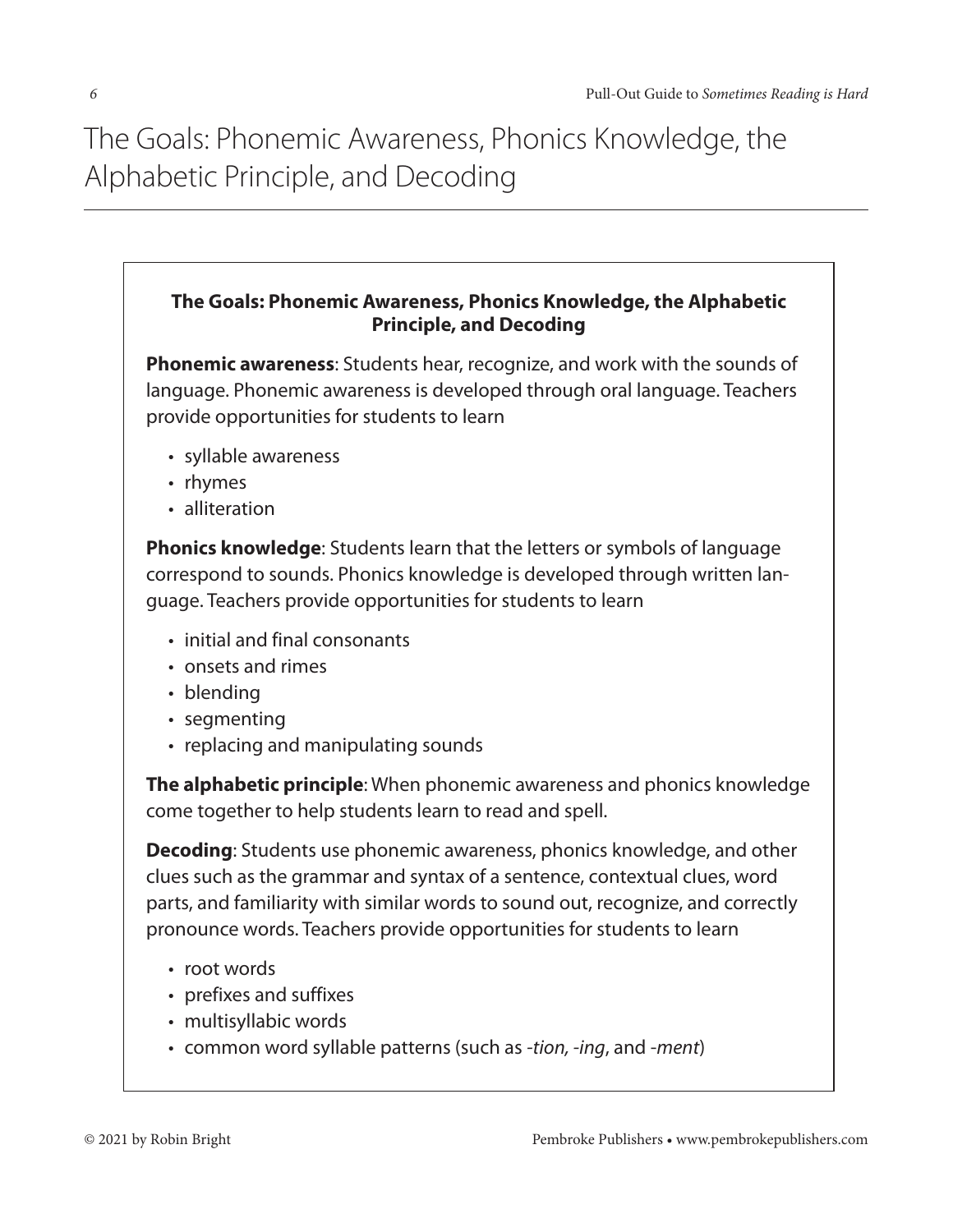# The Goals: Phonemic Awareness, Phonics Knowledge, the Alphabetic Principle, and Decoding

**The Goals: Phonemic Awareness, Phonics Knowledge, the Alphabetic Principle, and Decoding**

**Phonemic awareness**: Students hear, recognize, and work with the sounds of language. Phonemic awareness is developed through oral language. Teachers provide opportunities for students to learn

- syllable awareness
- rhymes
- alliteration

**Phonics knowledge**: Students learn that the letters or symbols of language correspond to sounds. Phonics knowledge is developed through written language. Teachers provide opportunities for students to learn

- initial and final consonants
- onsets and rimes
- blending
- segmenting
- replacing and manipulating sounds

**The alphabetic principle**: When phonemic awareness and phonics knowledge come together to help students learn to read and spell.

**Decoding**: Students use phonemic awareness, phonics knowledge, and other clues such as the grammar and syntax of a sentence, contextual clues, word parts, and familiarity with similar words to sound out, recognize, and correctly pronounce words. Teachers provide opportunities for students to learn

- root words
- prefixes and suffixes
- multisyllabic words
- common word syllable patterns (such as *-tion, -ing*, and *-ment*)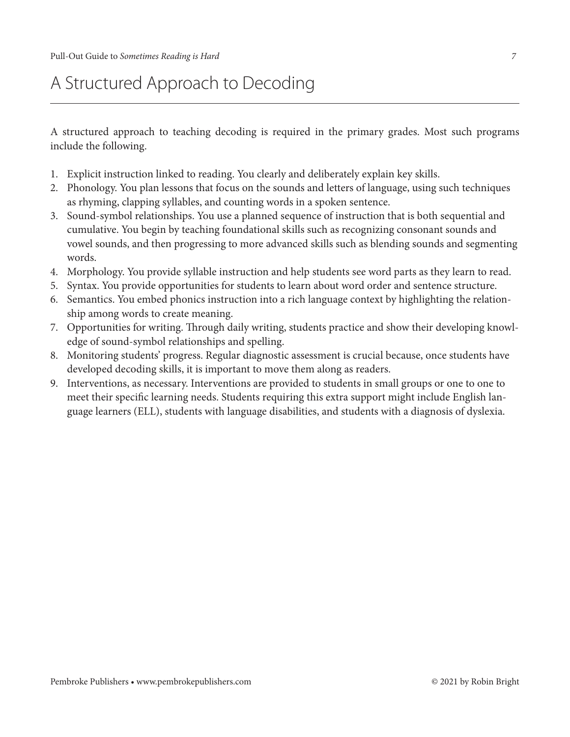# A Structured Approach to Decoding

A structured approach to teaching decoding is required in the primary grades. Most such programs include the following.

1. Explicit instruction linked to reading. You clearly and deliberately explain key skills.
2. Phonology. You plan lessons that focus on the sounds and letters of language, using such techniques as rhyming, clapping syllables, and counting words in a spoken sentence.
3. Sound-symbol relationships. You use a planned sequence of instruction that is both sequential and cumulative. You begin by teaching foundational skills such as recognizing consonant sounds and vowel sounds, and then progressing to more advanced skills such as blending sounds and segmenting words.
4. Morphology. You provide syllable instruction and help students see word parts as they learn to read.
5. Syntax. You provide opportunities for students to learn about word order and sentence structure.
6. Semantics. You embed phonics instruction into a rich language context by highlighting the relationship among words to create meaning.
7. Opportunities for writing. Through daily writing, students practice and show their developing knowledge of sound-symbol relationships and spelling.
8. Monitoring students' progress. Regular diagnostic assessment is crucial because, once students have developed decoding skills, it is important to move them along as readers.
9. Interventions, as necessary. Interventions are provided to students in small groups or one to one to meet their specific learning needs. Students requiring this extra support might include English language learners (ELL), students with language disabilities, and students with a diagnosis of dyslexia.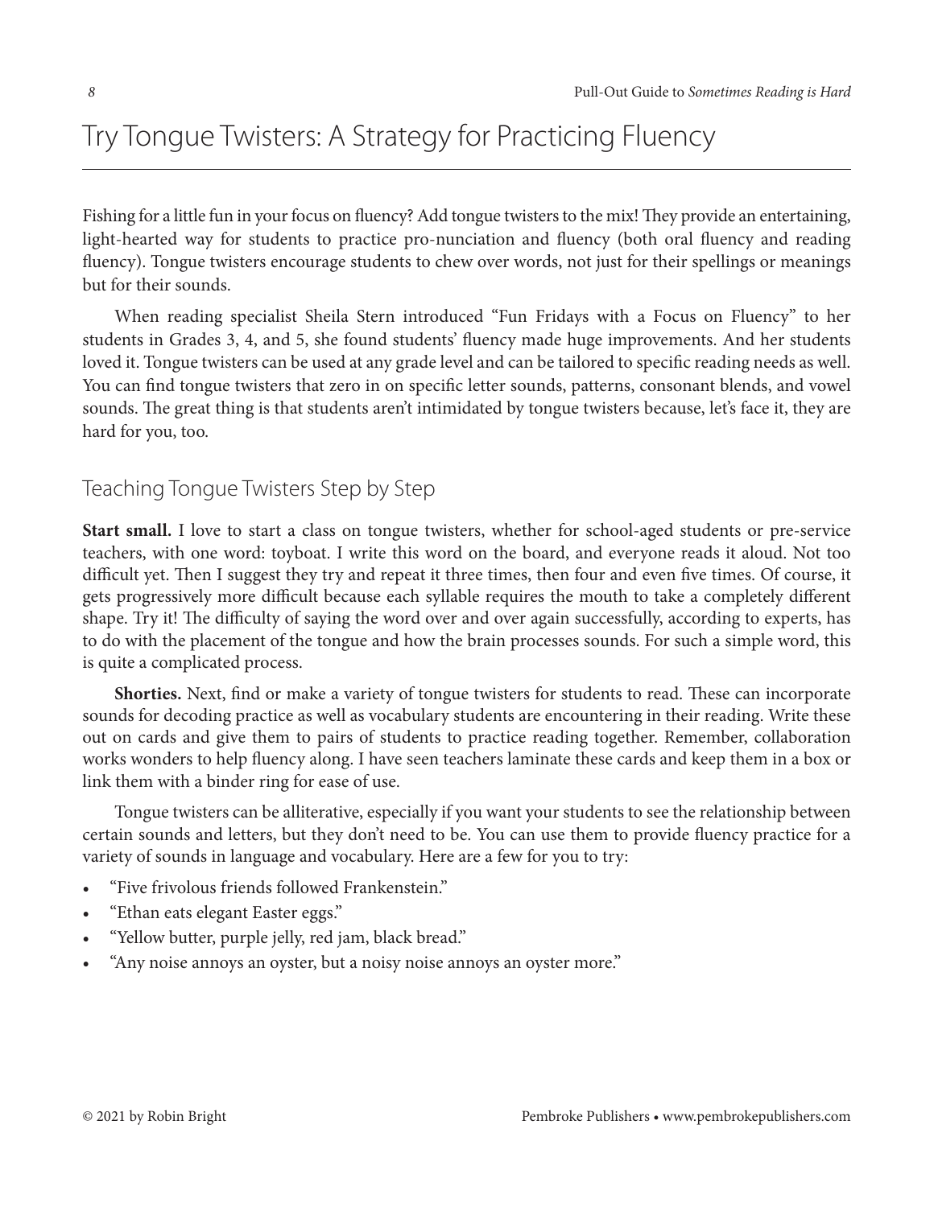# Try Tongue Twisters: A Strategy for Practicing Fluency

Fishing for a little fun in your focus on fluency? Add tongue twisters to the mix! They provide an entertaining, light-hearted way for students to practice pro-nunciation and fluency (both oral fluency and reading fluency). Tongue twisters encourage students to chew over words, not just for their spellings or meanings but for their sounds.

When reading specialist Sheila Stern introduced "Fun Fridays with a Focus on Fluency" to her students in Grades 3, 4, and 5, she found students' fluency made huge improvements. And her students loved it. Tongue twisters can be used at any grade level and can be tailored to specific reading needs as well. You can find tongue twisters that zero in on specific letter sounds, patterns, consonant blends, and vowel sounds. The great thing is that students aren't intimidated by tongue twisters because, let's face it, they are hard for you, too.

## Teaching Tongue Twisters Step by Step

**Start small.** I love to start a class on tongue twisters, whether for school-aged students or pre-service teachers, with one word: toyboat. I write this word on the board, and everyone reads it aloud. Not too difficult yet. Then I suggest they try and repeat it three times, then four and even five times. Of course, it gets progressively more difficult because each syllable requires the mouth to take a completely different shape. Try it! The difficulty of saying the word over and over again successfully, according to experts, has to do with the placement of the tongue and how the brain processes sounds. For such a simple word, this is quite a complicated process.

**Shorties.** Next, find or make a variety of tongue twisters for students to read. These can incorporate sounds for decoding practice as well as vocabulary students are encountering in their reading. Write these out on cards and give them to pairs of students to practice reading together. Remember, collaboration works wonders to help fluency along. I have seen teachers laminate these cards and keep them in a box or link them with a binder ring for ease of use.

Tongue twisters can be alliterative, especially if you want your students to see the relationship between certain sounds and letters, but they don't need to be. You can use them to provide fluency practice for a variety of sounds in language and vocabulary. Here are a few for you to try:

- "Five frivolous friends followed Frankenstein."
- "Ethan eats elegant Easter eggs."
- "Yellow butter, purple jelly, red jam, black bread."
- "Any noise annoys an oyster, but a noisy noise annoys an oyster more."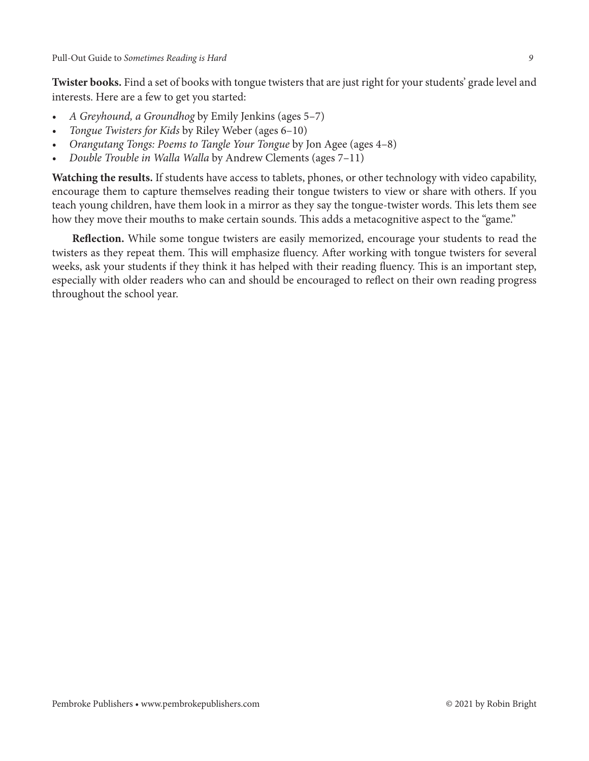**Twister books.** Find a set of books with tongue twisters that are just right for your students' grade level and interests. Here are a few to get you started:

- *A Greyhound, a Groundhog* by Emily Jenkins (ages 5–7)
- *Tongue Twisters for Kids* by Riley Weber (ages 6–10)
- *Orangutang Tongs: Poems to Tangle Your Tongue* by Jon Agee (ages 4–8)
- *Double Trouble in Walla Walla* by Andrew Clements (ages 7–11)

**Watching the results.** If students have access to tablets, phones, or other technology with video capability, encourage them to capture themselves reading their tongue twisters to view or share with others. If you teach young children, have them look in a mirror as they say the tongue-twister words. This lets them see how they move their mouths to make certain sounds. This adds a metacognitive aspect to the "game."

**Reflection.** While some tongue twisters are easily memorized, encourage your students to read the twisters as they repeat them. This will emphasize fluency. After working with tongue twisters for several weeks, ask your students if they think it has helped with their reading fluency. This is an important step, especially with older readers who can and should be encouraged to reflect on their own reading progress throughout the school year.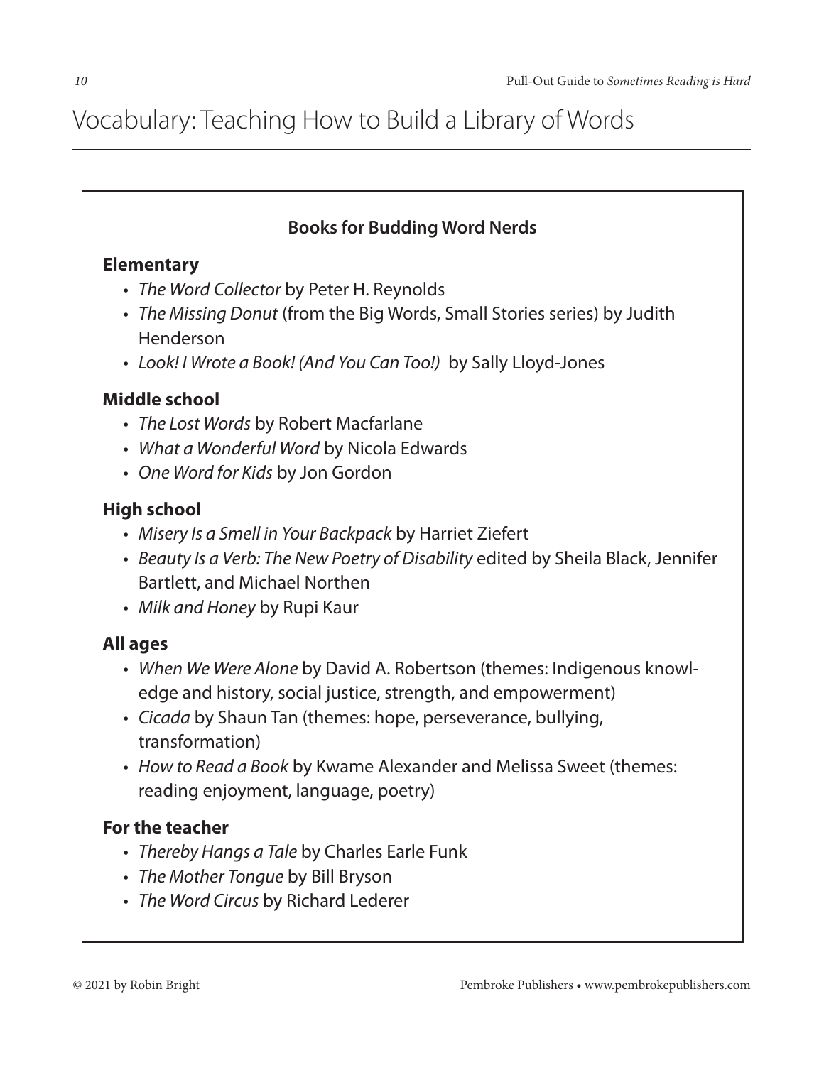# Vocabulary: Teaching How to Build a Library of Words

## Books for Budding Word Nerds

### Elementary

- *The Word Collector* by Peter H. Reynolds
- *The Missing Donut* (from the Big Words, Small Stories series) by Judith Henderson
- *Look! I Wrote a Book! (And You Can Too!)* by Sally Lloyd-Jones

### Middle school

- *The Lost Words* by Robert Macfarlane
- *What a Wonderful Word* by Nicola Edwards
- *One Word for Kids* by Jon Gordon

### High school

- *Misery Is a Smell in Your Backpack* by Harriet Ziefert
- *Beauty Is a Verb: The New Poetry of Disability* edited by Sheila Black, Jennifer Bartlett, and Michael Northen
- *Milk and Honey* by Rupi Kaur

### All ages

- *When We Were Alone* by David A. Robertson (themes: Indigenous knowledge and history, social justice, strength, and empowerment)
- *Cicada* by Shaun Tan (themes: hope, perseverance, bullying, transformation)
- *How to Read a Book* by Kwame Alexander and Melissa Sweet (themes: reading enjoyment, language, poetry)

### For the teacher

- *Thereby Hangs a Tale* by Charles Earle Funk
- *The Mother Tongue* by Bill Bryson
- *The Word Circus* by Richard Lederer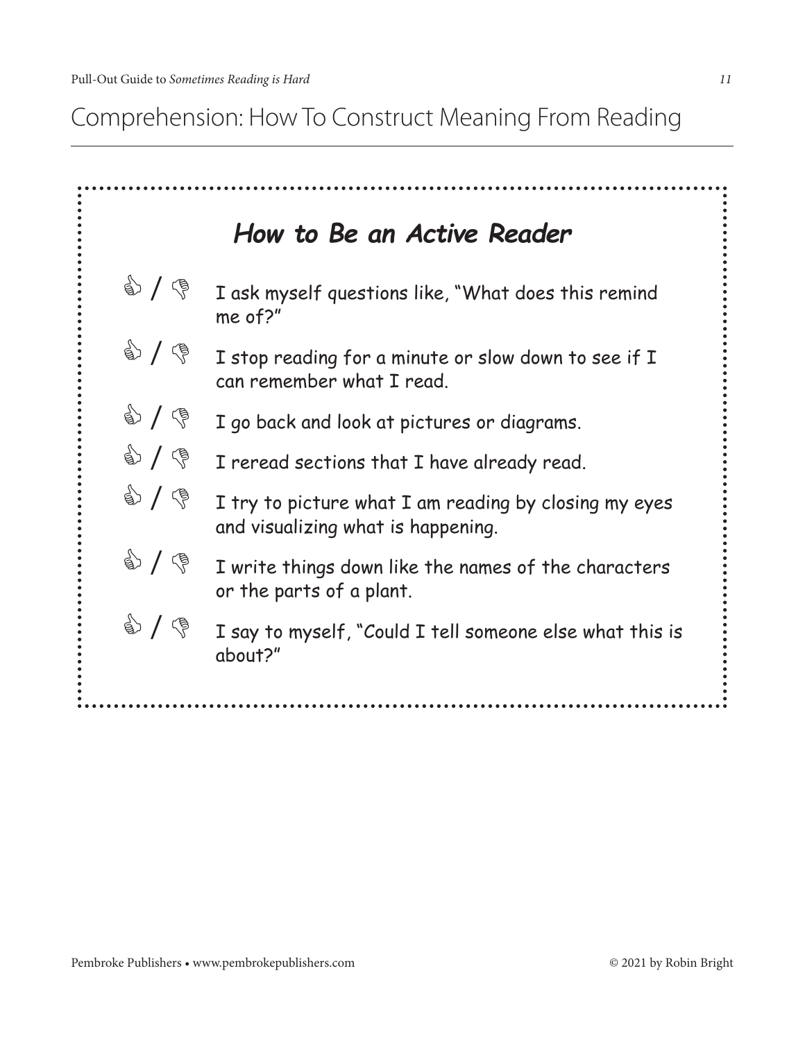# Comprehension: How To Construct Meaning From Reading

## *How to Be an Active Reader*

- 👍 / 👎 I ask myself questions like, "What does this remind me of?"
- 👍 / 👎 I stop reading for a minute or slow down to see if I can remember what I read.
- 👍 / 👎 I go back and look at pictures or diagrams.
- 👍 / 👎 I reread sections that I have already read.
- 👍 / 👎 I try to picture what I am reading by closing my eyes and visualizing what is happening.
- 👍 / 👎 I write things down like the names of the characters or the parts of a plant.
- 👍 / 👎 I say to myself, "Could I tell someone else what this is about?"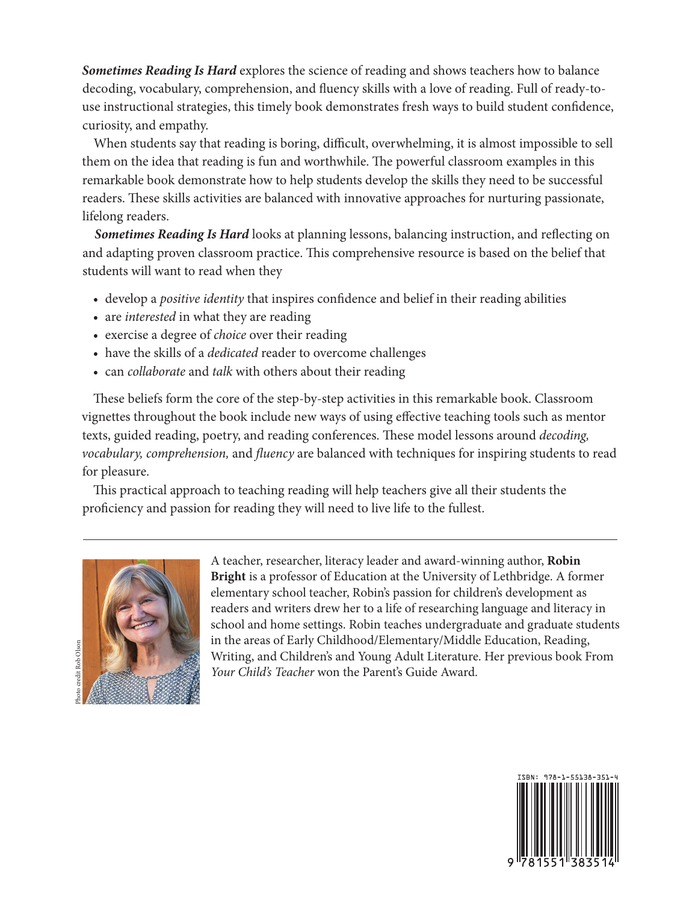***Sometimes Reading Is Hard*** explores the science of reading and shows teachers how to balance decoding, vocabulary, comprehension, and fluency skills with a love of reading. Full of ready-to-use instructional strategies, this timely book demonstrates fresh ways to build student confidence, curiosity, and empathy.

When students say that reading is boring, difficult, overwhelming, it is almost impossible to sell them on the idea that reading is fun and worthwhile. The powerful classroom examples in this remarkable book demonstrate how to help students develop the skills they need to be successful readers. These skills activities are balanced with innovative approaches for nurturing passionate, lifelong readers.

***Sometimes Reading Is Hard*** looks at planning lessons, balancing instruction, and reflecting on and adapting proven classroom practice. This comprehensive resource is based on the belief that students will want to read when they

- develop a *positive identity* that inspires confidence and belief in their reading abilities
- are *interested* in what they are reading
- exercise a degree of *choice* over their reading
- have the skills of a *dedicated* reader to overcome challenges
- can *collaborate* and *talk* with others about their reading

These beliefs form the core of the step-by-step activities in this remarkable book. Classroom vignettes throughout the book include new ways of using effective teaching tools such as mentor texts, guided reading, poetry, and reading conferences. These model lessons around *decoding, vocabulary, comprehension,* and *fluency* are balanced with techniques for inspiring students to read for pleasure.

This practical approach to teaching reading will help teachers give all their students the proficiency and passion for reading they will need to live life to the fullest.

---

Photo credit Rob Olson

A teacher, researcher, literacy leader and award-winning author, **Robin Bright** is a professor of Education at the University of Lethbridge. A former elementary school teacher, Robin's passion for children's development as readers and writers drew her to a life of researching language and literacy in school and home settings. Robin teaches undergraduate and graduate students in the areas of Early Childhood/Elementary/Middle Education, Reading, Writing, and Children's and Young Adult Literature. Her previous book From *Your Child's Teacher* won the Parent's Guide Award.

ISBN: 978-1-55138-351-4

9 781551 383514